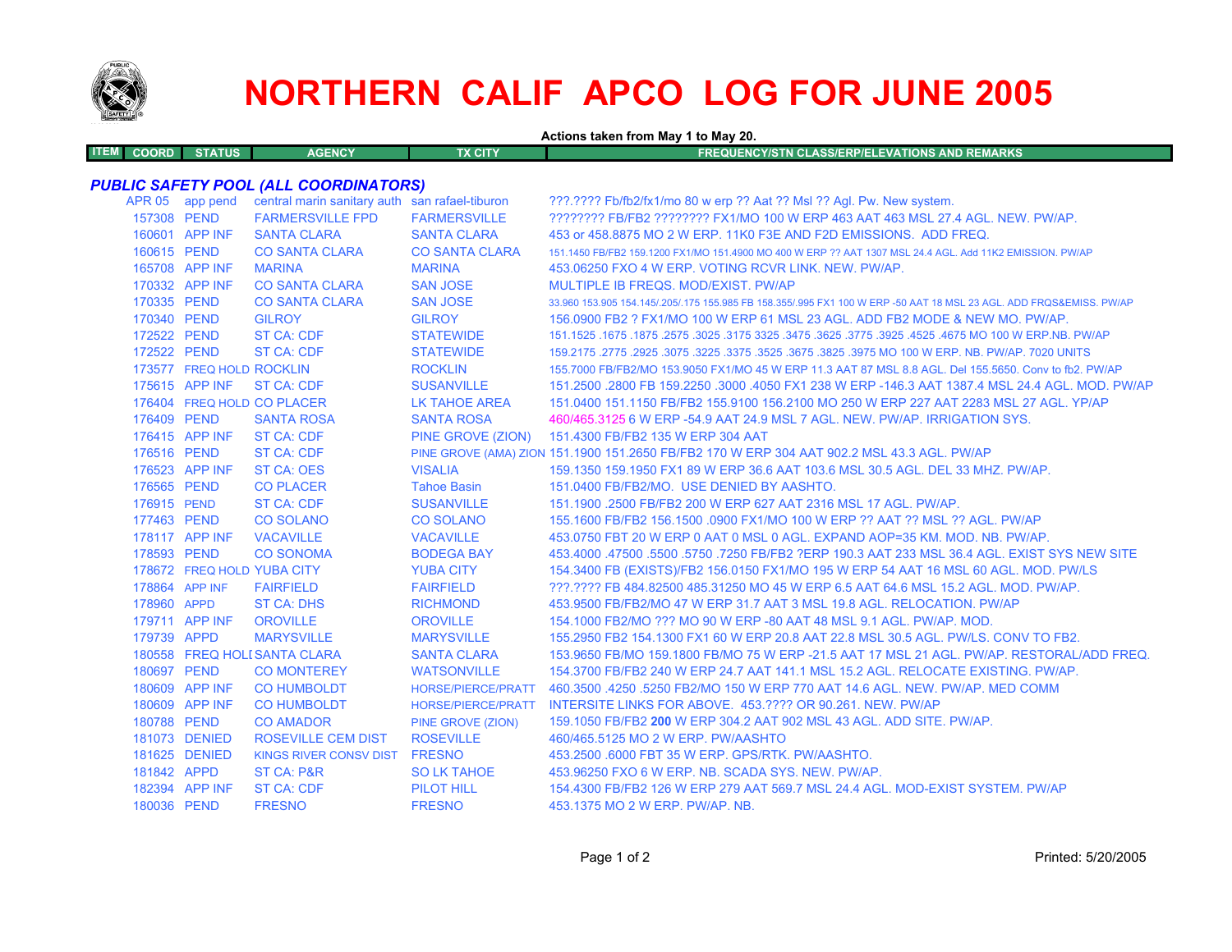# NORTHERN CALIF APCO LOG FOR JUNE 2005

**Actions taken from May 1 to May 20.**

| ITEM | COORD | STATUS | AGENCY | TX CITY | FREQUENCY/STN CLASS/ERP/ELEVATIONS AND REMARKS |
|---|---|---|---|---|---|
| ***PUBLIC SAFETY POOL (ALL COORDINATORS)*** | | | | | |
| | APR 05 | app pend | central marin sanitary auth | san rafael-tiburon | ???.???? Fb/fb2/fx1/mo 80 w erp ?? Aat ?? Msl ?? Agl. Pw. New system. |
| | 157308 | PEND | FARMERSVILLE FPD | FARMERSVILLE | ???????? FB/FB2 ???????? FX1/MO 100 W ERP 463 AAT 463 MSL 27.4 AGL. NEW. PW/AP. |
| | 160601 | APP INF | SANTA CLARA | SANTA CLARA | 453 or 458.8875 MO 2 W ERP. 11K0 F3E AND F2D EMISSIONS. ADD FREQ. |
| | 160615 | PEND | CO SANTA CLARA | CO SANTA CLARA | 151.1450 FB/FB2 159.1200 FX1/MO 151.4900 MO 400 W ERP ?? AAT 1307 MSL 24.4 AGL. Add 11K2 EMISSION. PW/AP |
| | 165708 | APP INF | MARINA | MARINA | 453.06250 FXO 4 W ERP. VOTING RCVR LINK. NEW. PW/AP. |
| | 170332 | APP INF | CO SANTA CLARA | SAN JOSE | MULTIPLE IB FREQS. MOD/EXIST. PW/AP |
| | 170335 | PEND | CO SANTA CLARA | SAN JOSE | 33.960 153.905 154.145/.205/.175 155.985 FB 158.355/.995 FX1 100 W ERP -50 AAT 18 MSL 23 AGL. ADD FRQS&EMISS. PW/AP |
| | 170340 | PEND | GILROY | GILROY | 156.0900 FB2 ? FX1/MO 100 W ERP 61 MSL 23 AGL. ADD FB2 MODE & NEW MO. PW/AP. |
| | 172522 | PEND | ST CA: CDF | STATEWIDE | 151.1525 .1675 .1875 .2575 .3025 .3175 3325 .3475 .3625 .3775 .3925 .4525 .4675 MO 100 W ERP.NB. PW/AP |
| | 172522 | PEND | ST CA: CDF | STATEWIDE | 159.2175 .2775 .2925 .3075 .3225 .3375 .3525 .3675 .3825 .3975 MO 100 W ERP. NB. PW/AP. 7020 UNITS |
| | 173577 | FREQ HOLD | ROCKLIN | ROCKLIN | 155.7000 FB/FB2/MO 153.9050 FX1/MO 45 W ERP 11.3 AAT 87 MSL 8.8 AGL. Del 155.5650. Conv to fb2. PW/AP |
| | 175615 | APP INF | ST CA: CDF | SUSANVILLE | 151.2500 .2800 FB 159.2250 .3000 .4050 FX1 238 W ERP -146.3 AAT 1387.4 MSL 24.4 AGL. MOD. PW/AP |
| | 176404 | FREQ HOLD | CO PLACER | LK TAHOE AREA | 151.0400 151.1150 FB/FB2 155.9100 156.2100 MO 250 W ERP 227 AAT 2283 MSL 27 AGL. YP/AP |
| | 176409 | PEND | SANTA ROSA | SANTA ROSA | 460/465.3125 6 W ERP -54.9 AAT 24.9 MSL 7 AGL. NEW. PW/AP. IRRIGATION SYS. |
| | 176415 | APP INF | ST CA: CDF | PINE GROVE (ZION) | 151.4300 FB/FB2 135 W ERP 304 AAT |
| | 176516 | PEND | ST CA: CDF | PINE GROVE (AMA) ZION | 151.1900 151.2650 FB/FB2 170 W ERP 304 AAT 902.2 MSL 43.3 AGL. PW/AP |
| | 176523 | APP INF | ST CA: OES | VISALIA | 159.1350 159.1950 FX1 89 W ERP 36.6 AAT 103.6 MSL 30.5 AGL. DEL 33 MHZ. PW/AP. |
| | 176565 | PEND | CO PLACER | Tahoe Basin | 151.0400 FB/FB2/MO. USE DENIED BY AASHTO. |
| | 176915 | PEND | ST CA: CDF | SUSANVILLE | 151.1900 .2500 FB/FB2 200 W ERP 627 AAT 2316 MSL 17 AGL. PW/AP. |
| | 177463 | PEND | CO SOLANO | CO SOLANO | 155.1600 FB/FB2 156.1500 .0900 FX1/MO 100 W ERP ?? AAT ?? MSL ?? AGL. PW/AP |
| | 178117 | APP INF | VACAVILLE | VACAVILLE | 453.0750 FBT 20 W ERP 0 AAT 0 MSL 0 AGL. EXPAND AOP=35 KM. MOD. NB. PW/AP. |
| | 178593 | PEND | CO SONOMA | BODEGA BAY | 453.4000 .47500 .5500 .5750 .7250 FB/FB2 ?ERP 190.3 AAT 233 MSL 36.4 AGL. EXIST SYS NEW SITE |
| | 178672 | FREQ HOLD | YUBA CITY | YUBA CITY | 154.3400 FB (EXISTS)/FB2 156.0150 FX1/MO 195 W ERP 54 AAT 16 MSL 60 AGL. MOD. PW/LS |
| | 178864 | APP INF | FAIRFIELD | FAIRFIELD | ???.???? FB 484.82500 485.31250 MO 45 W ERP 6.5 AAT 64.6 MSL 15.2 AGL. MOD. PW/AP. |
| | 178960 | APPD | ST CA: DHS | RICHMOND | 453.9500 FB/FB2/MO 47 W ERP 31.7 AAT 3 MSL 19.8 AGL. RELOCATION. PW/AP |
| | 179711 | APP INF | OROVILLE | OROVILLE | 154.1000 FB2/MO ??? MO 90 W ERP -80 AAT 48 MSL 9.1 AGL. PW/AP. MOD. |
| | 179739 | APPD | MARYSVILLE | MARYSVILLE | 155.2950 FB2 154.1300 FX1 60 W ERP 20.8 AAT 22.8 MSL 30.5 AGL. PW/LS. CONV TO FB2. |
| | 180558 | FREQ HOLD | SANTA CLARA | SANTA CLARA | 153.9650 FB/MO 159.1800 FB/MO 75 W ERP -21.5 AAT 17 MSL 21 AGL. PW/AP. RESTORAL/ADD FREQ. |
| | 180697 | PEND | CO MONTEREY | WATSONVILLE | 154.3700 FB/FB2 240 W ERP 24.7 AAT 141.1 MSL 15.2 AGL. RELOCATE EXISTING. PW/AP. |
| | 180609 | APP INF | CO HUMBOLDT | HORSE/PIERCE/PRATT | 460.3500 .4250 .5250 FB2/MO 150 W ERP 770 AAT 14.6 AGL. NEW. PW/AP. MED COMM |
| | 180609 | APP INF | CO HUMBOLDT | HORSE/PIERCE/PRATT | INTERSITE LINKS FOR ABOVE. 453.???? OR 90.261. NEW. PW/AP |
| | 180788 | PEND | CO AMADOR | PINE GROVE (ZION) | 159.1050 FB/FB2 **200** W ERP 304.2 AAT 902 MSL 43 AGL. ADD SITE. PW/AP. |
| | 181073 | DENIED | ROSEVILLE CEM DIST | ROSEVILLE | 460/465.5125 MO 2 W ERP. PW/AASHTO |
| | 181625 | DENIED | KINGS RIVER CONSV DIST | FRESNO | 453.2500 .6000 FBT 35 W ERP. GPS/RTK. PW/AASHTO. |
| | 181842 | APPD | ST CA: P&R | SO LK TAHOE | 453.96250 FXO 6 W ERP. NB. SCADA SYS. NEW. PW/AP. |
| | 182394 | APP INF | ST CA: CDF | PILOT HILL | 154.4300 FB/FB2 126 W ERP 279 AAT 569.7 MSL 24.4 AGL. MOD-EXIST SYSTEM. PW/AP |
| | 180036 | PEND | FRESNO | FRESNO | 453.1375 MO 2 W ERP. PW/AP. NB. |

Printed: 5/20/2005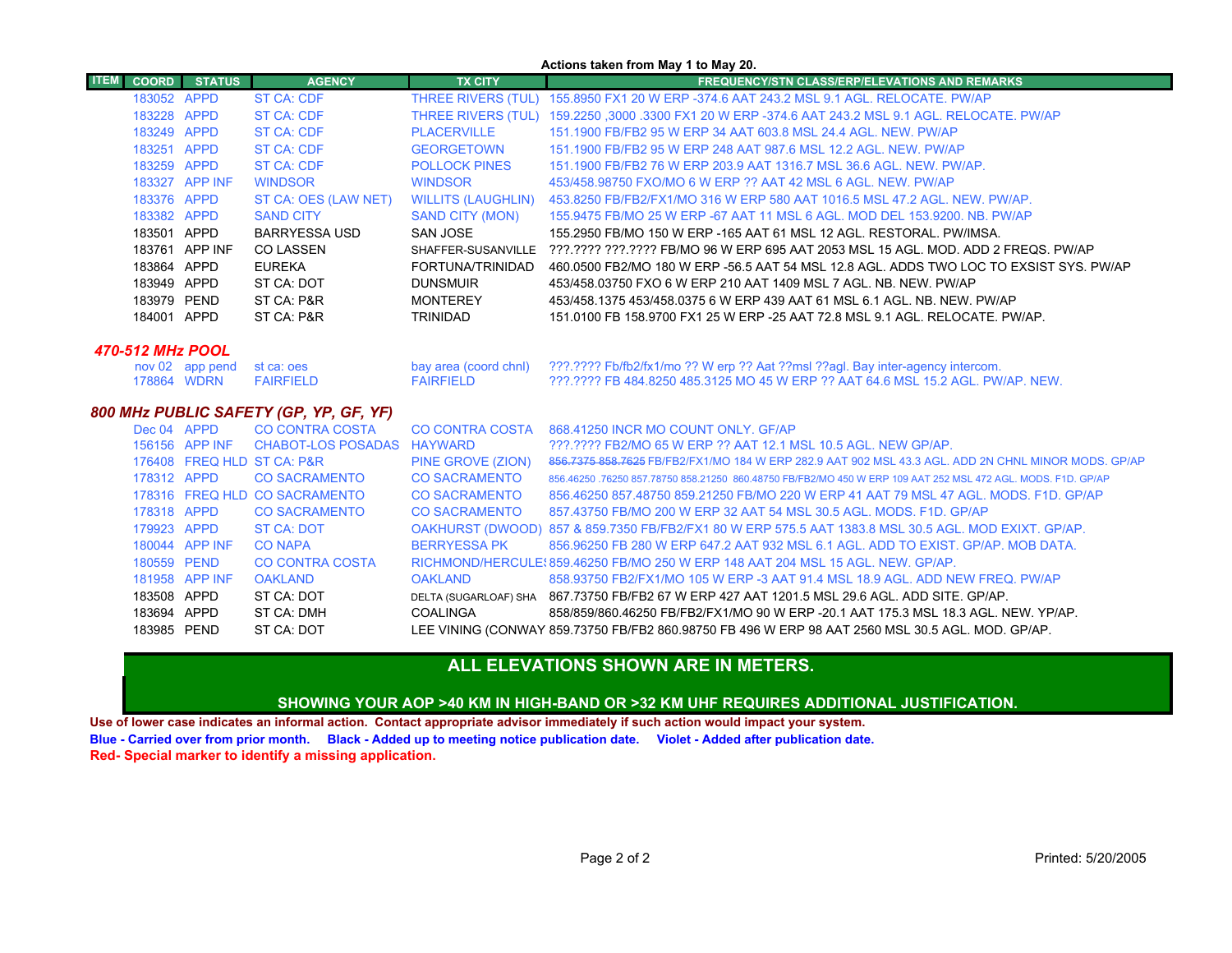**Actions taken from May 1 to May 20.**

| ITEM | COORD | STATUS | AGENCY | TX CITY | FREQUENCY/STN CLASS/ERP/ELEVATIONS AND REMARKS |
|---|---|---|---|---|---|
| | 183052 | APPD | ST CA: CDF | THREE RIVERS (TUL) | 155.8950 FX1 20 W ERP -374.6 AAT 243.2 MSL 9.1 AGL. RELOCATE. PW/AP |
| | 183228 | APPD | ST CA: CDF | THREE RIVERS (TUL) | 159.2250 ,3000 .3300 FX1 20 W ERP -374.6 AAT 243.2 MSL 9.1 AGL. RELOCATE. PW/AP |
| | 183249 | APPD | ST CA: CDF | PLACERVILLE | 151.1900 FB/FB2 95 W ERP 34 AAT 603.8 MSL 24.4 AGL. NEW. PW/AP |
| | 183251 | APPD | ST CA: CDF | GEORGETOWN | 151.1900 FB/FB2 95 W ERP 248 AAT 987.6 MSL 12.2 AGL. NEW. PW/AP |
| | 183259 | APPD | ST CA: CDF | POLLOCK PINES | 151.1900 FB/FB2 76 W ERP 203.9 AAT 1316.7 MSL 36.6 AGL. NEW. PW/AP. |
| | 183327 | APP INF | WINDSOR | WINDSOR | 453/458.98750 FXO/MO 6 W ERP ?? AAT 42 MSL 6 AGL. NEW. PW/AP |
| | 183376 | APPD | ST CA: OES (LAW NET) | WILLITS (LAUGHLIN) | 453.8250 FB/FB2/FX1/MO 316 W ERP 580 AAT 1016.5 MSL 47.2 AGL. NEW. PW/AP. |
| | 183382 | APPD | SAND CITY | SAND CITY (MON) | 155.9475 FB/MO 25 W ERP -67 AAT 11 MSL 6 AGL. MOD DEL 153.9200. NB. PW/AP |
| | 183501 | APPD | BARRYESSA USD | SAN JOSE | 155.2950 FB/MO 150 W ERP -165 AAT 61 MSL 12 AGL. RESTORAL. PW/IMSA. |
| | 183761 | APP INF | CO LASSEN | SHAFFER-SUSANVILLE | ???.???? ???.???? FB/MO 96 W ERP 695 AAT 2053 MSL 15 AGL. MOD. ADD 2 FREQS. PW/AP |
| | 183864 | APPD | EUREKA | FORTUNA/TRINIDAD | 460.0500 FB2/MO 180 W ERP -56.5 AAT 54 MSL 12.8 AGL. ADDS TWO LOC TO EXSIST SYS. PW/AP |
| | 183949 | APPD | ST CA: DOT | DUNSMUIR | 453/458.03750 FXO 6 W ERP 210 AAT 1409 MSL 7 AGL. NB. NEW. PW/AP |
| | 183979 | PEND | ST CA: P&R | MONTEREY | 453/458.1375 453/458.0375 6 W ERP 439 AAT 61 MSL 6.1 AGL. NB. NEW. PW/AP |
| | 184001 | APPD | ST CA: P&R | TRINIDAD | 151.0100 FB 158.9700 FX1 25 W ERP -25 AAT 72.8 MSL 9.1 AGL. RELOCATE. PW/AP. |

### *470-512 MHz POOL*

| ITEM | COORD | STATUS | AGENCY | TX CITY | FREQUENCY/STN CLASS/ERP/ELEVATIONS AND REMARKS |
|---|---|---|---|---|---|
| | nov 02 | app pend | st ca: oes | bay area (coord chnl) | ???.???? Fb/fb2/fx1/mo ?? W erp ?? Aat ??msl ??agl. Bay inter-agency intercom. |
| | 178864 | WDRN | FAIRFIELD | FAIRFIELD | ???.???? FB 484.8250 485.3125 MO 45 W ERP ?? AAT 64.6 MSL 15.2 AGL. PW/AP. NEW. |

### *800 MHz PUBLIC SAFETY (GP, YP, GF, YF)*

| ITEM | COORD | STATUS | AGENCY | TX CITY | FREQUENCY/STN CLASS/ERP/ELEVATIONS AND REMARKS |
|---|---|---|---|---|---|
| | Dec 04 | APPD | CO CONTRA COSTA | CO CONTRA COSTA | 868.41250 INCR MO COUNT ONLY. GF/AP |
| | 156156 | APP INF | CHABOT-LOS POSADAS | HAYWARD | ???.???? FB2/MO 65 W ERP ?? AAT 12.1 MSL 10.5 AGL. NEW GP/AP. |
| | 176408 | FREQ HLD | ST CA: P&R | PINE GROVE (ZION) | ~~856.7375 858.7625~~ FB/FB2/FX1/MO 184 W ERP 282.9 AAT 902 MSL 43.3 AGL. ADD 2N CHNL MINOR MODS. GP/AP |
| | 178312 | APPD | CO SACRAMENTO | CO SACRAMENTO | 856.46250 .76250 857.78750 858.21250 860.48750 FB/FB2/MO 450 W ERP 109 AAT 252 MSL 472 AGL. MODS. F1D. GP/AP |
| | 178316 | FREQ HLD | CO SACRAMENTO | CO SACRAMENTO | 856.46250 857.48750 859.21250 FB/MO 220 W ERP 41 AAT 79 MSL 47 AGL. MODS. F1D. GP/AP |
| | 178318 | APPD | CO SACRAMENTO | CO SACRAMENTO | 857.43750 FB/MO 200 W ERP 32 AAT 54 MSL 30.5 AGL. MODS. F1D. GP/AP |
| | 179923 | APPD | ST CA: DOT | OAKHURST (DWOOD) | 857 & 859.7350 FB/FB2/FX1 80 W ERP 575.5 AAT 1383.8 MSL 30.5 AGL. MOD EXIXT. GP/AP. |
| | 180044 | APP INF | CO NAPA | BERRYESSA PK | 856.96250 FB 280 W ERP 647.2 AAT 932 MSL 6.1 AGL. ADD TO EXIST. GP/AP. MOB DATA. |
| | 180559 | PEND | CO CONTRA COSTA | RICHMOND/HERCULES | 859.46250 FB/MO 250 W ERP 148 AAT 204 MSL 15 AGL. NEW. GP/AP. |
| | 181958 | APP INF | OAKLAND | OAKLAND | 858.93750 FB2/FX1/MO 105 W ERP -3 AAT 91.4 MSL 18.9 AGL. ADD NEW FREQ. PW/AP |
| | 183508 | APPD | ST CA: DOT | DELTA (SUGARLOAF) SHA | 867.73750 FB/FB2 67 W ERP 427 AAT 1201.5 MSL 29.6 AGL. ADD SITE. GP/AP. |
| | 183694 | APPD | ST CA: DMH | COALINGA | 858/859/860.46250 FB/FB2/FX1/MO 90 W ERP -20.1 AAT 175.3 MSL 18.3 AGL. NEW. YP/AP. |
| | 183985 | PEND | ST CA: DOT | LEE VINING (CONWAY | 859.73750 FB/FB2 860.98750 FB 496 W ERP 98 AAT 2560 MSL 30.5 AGL. MOD. GP/AP. |

**ALL ELEVATIONS SHOWN ARE IN METERS.**

**SHOWING YOUR AOP >40 KM IN HIGH-BAND OR >32 KM UHF REQUIRES ADDITIONAL JUSTIFICATION.**

**Use of lower case indicates an informal action. Contact appropriate advisor immediately if such action would impact your system.**

**Blue - Carried over from prior month. Black - Added up to meeting notice publication date. Violet - Added after publication date.**

**Red- Special marker to identify a missing application.**

Printed: 5/20/2005